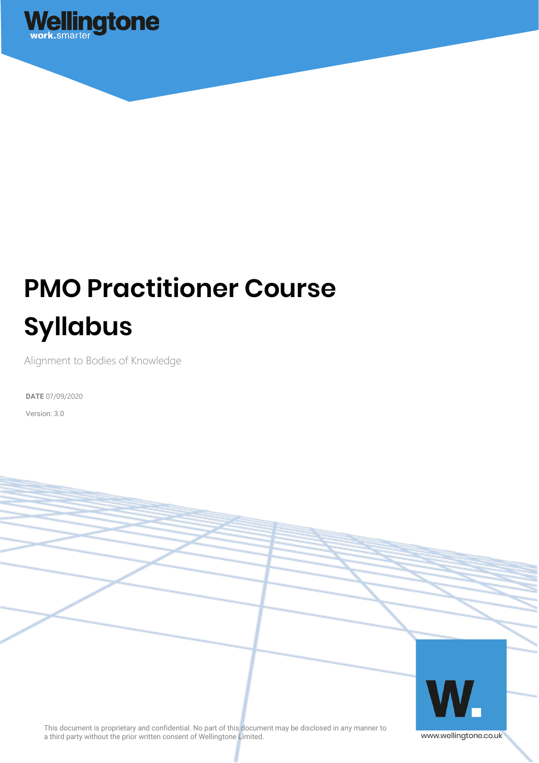Wellingtone
work.smarter

# PMO Practitioner Course Syllabus

Alignment to Bodies of Knowledge

**DATE** 07/09/2020

Version: 3.0

This document is proprietary and confidential. No part of this document may be disclosed in any manner to a third party without the prior written consent of Wellingtone Limited.

www.wellingtone.co.uk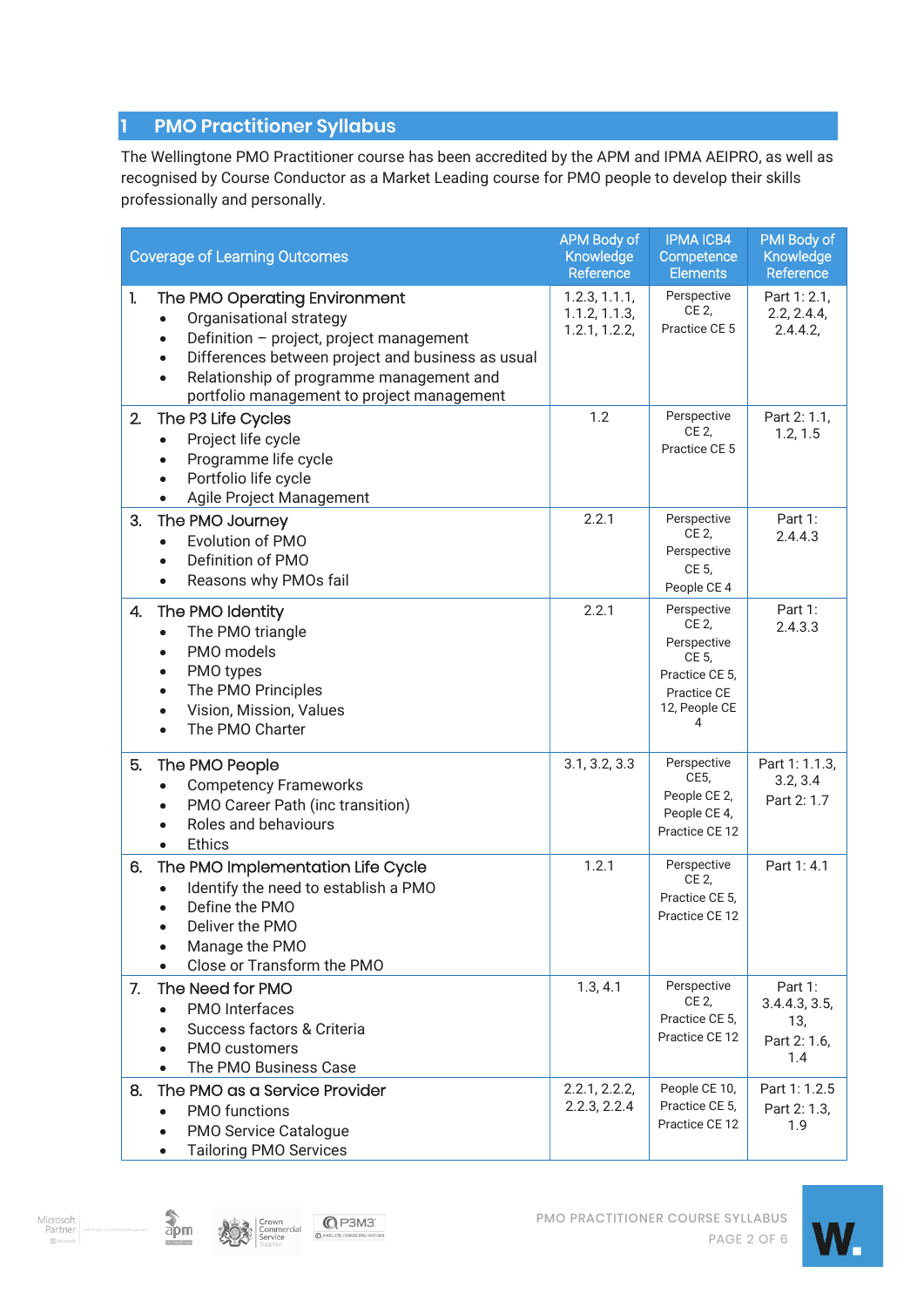# 1 PMO Practitioner Syllabus

The Wellingtone PMO Practitioner course has been accredited by the APM and IPMA AEIPRO, as well as recognised by Course Conductor as a Market Leading course for PMO people to develop their skills professionally and personally.

| Coverage of Learning Outcomes | APM Body of Knowledge Reference | IPMA ICB4 Competence Elements | PMI Body of Knowledge Reference |
|---|---|---|---|
| 1. The PMO Operating Environment<br>• Organisational strategy<br>• Definition – project, project management<br>• Differences between project and business as usual<br>• Relationship of programme management and portfolio management to project management | 1.2.3, 1.1.1, 1.1.2, 1.1.3, 1.2.1, 1.2.2, | Perspective CE 2, Practice CE 5 | Part 1: 2.1, 2.2, 2.4.4, 2.4.4.2, |
| 2. The P3 Life Cycles<br>• Project life cycle<br>• Programme life cycle<br>• Portfolio life cycle<br>• Agile Project Management | 1.2 | Perspective CE 2, Practice CE 5 | Part 2: 1.1, 1.2, 1.5 |
| 3. The PMO Journey<br>• Evolution of PMO<br>• Definition of PMO<br>• Reasons why PMOs fail | 2.2.1 | Perspective CE 2, Perspective CE 5, People CE 4 | Part 1: 2.4.4.3 |
| 4. The PMO Identity<br>• The PMO triangle<br>• PMO models<br>• PMO types<br>• The PMO Principles<br>• Vision, Mission, Values<br>• The PMO Charter | 2.2.1 | Perspective CE 2, Perspective CE 5, Practice CE 5, Practice CE 12, People CE 4 | Part 1: 2.4.3.3 |
| 5. The PMO People<br>• Competency Frameworks<br>• PMO Career Path (inc transition)<br>• Roles and behaviours<br>• Ethics | 3.1, 3.2, 3.3 | Perspective CE5, People CE 2, People CE 4, Practice CE 12 | Part 1: 1.1.3, 3.2, 3.4<br>Part 2: 1.7 |
| 6. The PMO Implementation Life Cycle<br>• Identify the need to establish a PMO<br>• Define the PMO<br>• Deliver the PMO<br>• Manage the PMO<br>• Close or Transform the PMO | 1.2.1 | Perspective CE 2, Practice CE 5, Practice CE 12 | Part 1: 4.1 |
| 7. The Need for PMO<br>• PMO Interfaces<br>• Success factors & Criteria<br>• PMO customers<br>• The PMO Business Case | 1.3, 4.1 | Perspective CE 2, Practice CE 5, Practice CE 12 | Part 1: 3.4.4.3, 3.5, 13,<br>Part 2: 1.6, 1.4 |
| 8. The PMO as a Service Provider<br>• PMO functions<br>• PMO Service Catalogue<br>• Tailoring PMO Services | 2.2.1, 2.2.2, 2.2.3, 2.2.4 | People CE 10, Practice CE 5, Practice CE 12 | Part 1: 1.2.5<br>Part 2: 1.3, 1.9 |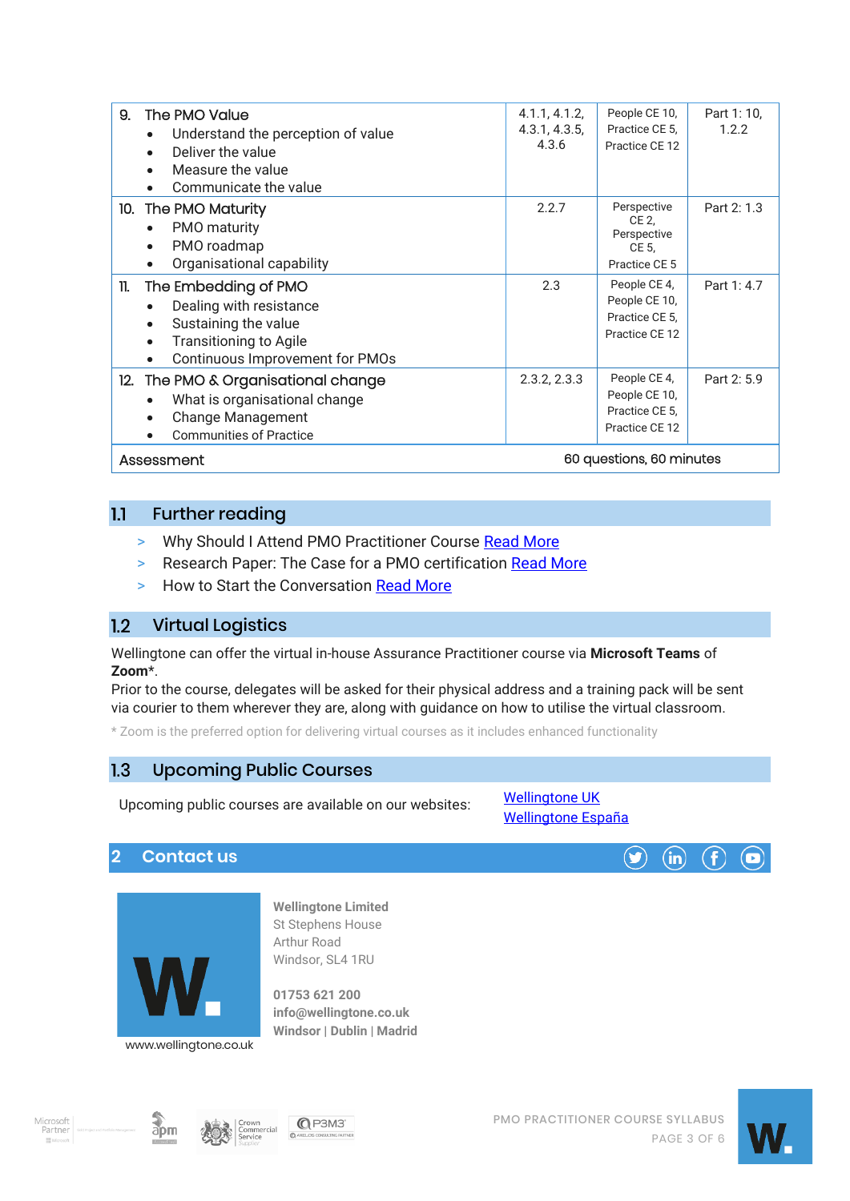| | | | |
|---|---|---|---|
| 9. The PMO Value<br>• Understand the perception of value<br>• Deliver the value<br>• Measure the value<br>• Communicate the value | 4.1.1, 4.1.2, 4.3.1, 4.3.5, 4.3.6 | People CE 10, Practice CE 5, Practice CE 12 | Part 1: 10, 1.2.2 |
| 10. The PMO Maturity<br>• PMO maturity<br>• PMO roadmap<br>• Organisational capability | 2.2.7 | Perspective CE 2, Perspective CE 5, Practice CE 5 | Part 2: 1.3 |
| 11. The Embedding of PMO<br>• Dealing with resistance<br>• Sustaining the value<br>• Transitioning to Agile<br>• Continuous Improvement for PMOs | 2.3 | People CE 4, People CE 10, Practice CE 5, Practice CE 12 | Part 1: 4.7 |
| 12. The PMO & Organisational change<br>• What is organisational change<br>• Change Management<br>• Communities of Practice | 2.3.2, 2.3.3 | People CE 4, People CE 10, Practice CE 5, Practice CE 12 | Part 2: 5.9 |
| Assessment | 60 questions, 60 minutes | | |

## 1.1 Further reading

- Why Should I Attend PMO Practitioner Course Read More
- Research Paper: The Case for a PMO certification Read More
- How to Start the Conversation Read More

## 1.2 Virtual Logistics

Wellingtone can offer the virtual in-house Assurance Practitioner course via **Microsoft Teams** of **Zoom***.
Prior to the course, delegates will be asked for their physical address and a training pack will be sent via courier to them wherever they are, along with guidance on how to utilise the virtual classroom.

* Zoom is the preferred option for delivering virtual courses as it includes enhanced functionality

## 1.3 Upcoming Public Courses

Upcoming public courses are available on our websites: Wellingtone UK
Wellingtone España

# 2 Contact us

www.wellingtone.co.uk

**Wellingtone Limited**
St Stephens House
Arthur Road
Windsor, SL4 1RU

**01753 621 200**
**info@wellingtone.co.uk**
**Windsor | Dublin | Madrid**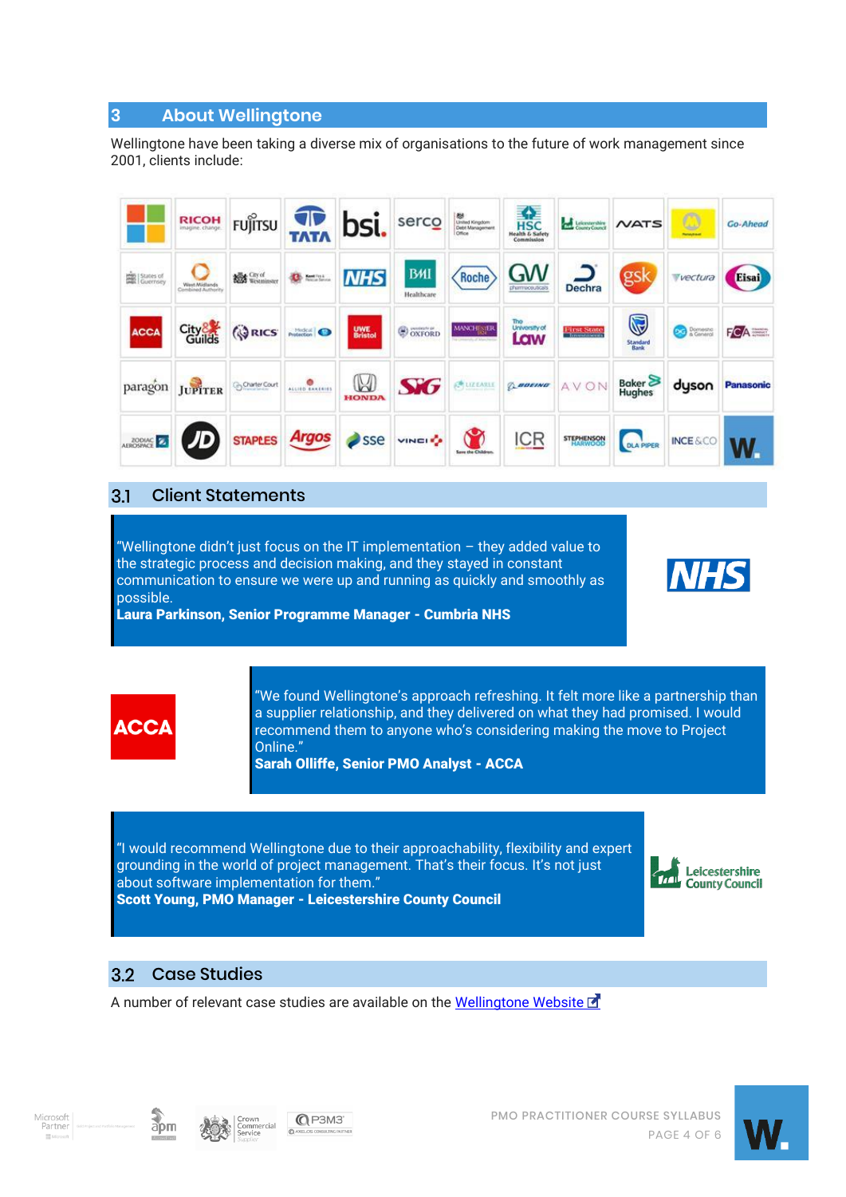## 3 About Wellingtone

Wellingtone have been taking a diverse mix of organisations to the future of work management since 2001, clients include:

### 3.1 Client Statements

"Wellingtone didn't just focus on the IT implementation – they added value to the strategic process and decision making, and they stayed in constant communication to ensure we were up and running as quickly and smoothly as possible.
**Laura Parkinson, Senior Programme Manager - Cumbria NHS**

"We found Wellingtone's approach refreshing. It felt more like a partnership than a supplier relationship, and they delivered on what they had promised. I would recommend them to anyone who's considering making the move to Project Online."
**Sarah Olliffe, Senior PMO Analyst - ACCA**

"I would recommend Wellingtone due to their approachability, flexibility and expert grounding in the world of project management. That's their focus. It's not just about software implementation for them."
**Scott Young, PMO Manager - Leicestershire County Council**

### 3.2 Case Studies

A number of relevant case studies are available on the Wellingtone Website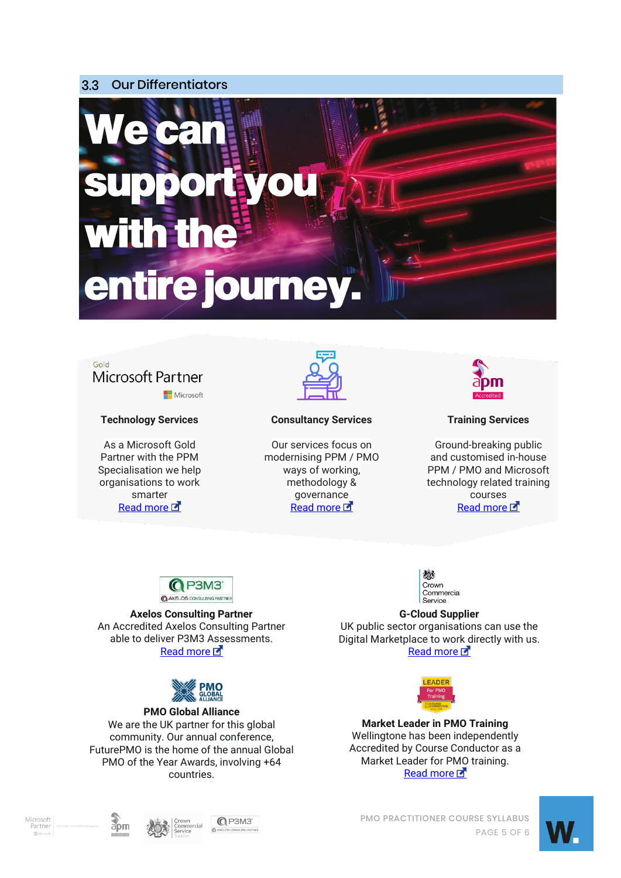## 3.3 Our Differentiators

We can support you with the entire journey.

Gold Microsoft Partner

### Technology Services

As a Microsoft Gold Partner with the PPM Specialisation we help organisations to work smarter

Read more

### Consultancy Services

Our services focus on modernising PPM / PMO ways of working, methodology & governance

Read more

### Training Services

Ground-breaking public and customised in-house PPM / PMO and Microsoft technology related training courses

Read more

**Axelos Consulting Partner**

An Accredited Axelos Consulting Partner able to deliver P3M3 Assessments.

Read more

**G-Cloud Supplier**

UK public sector organisations can use the Digital Marketplace to work directly with us.

Read more

**PMO Global Alliance**

We are the UK partner for this global community. Our annual conference, FuturePMO is the home of the annual Global PMO of the Year Awards, involving +64 countries.

**Market Leader in PMO Training**

Wellingtone has been independently Accredited by Course Conductor as a Market Leader for PMO training.

Read more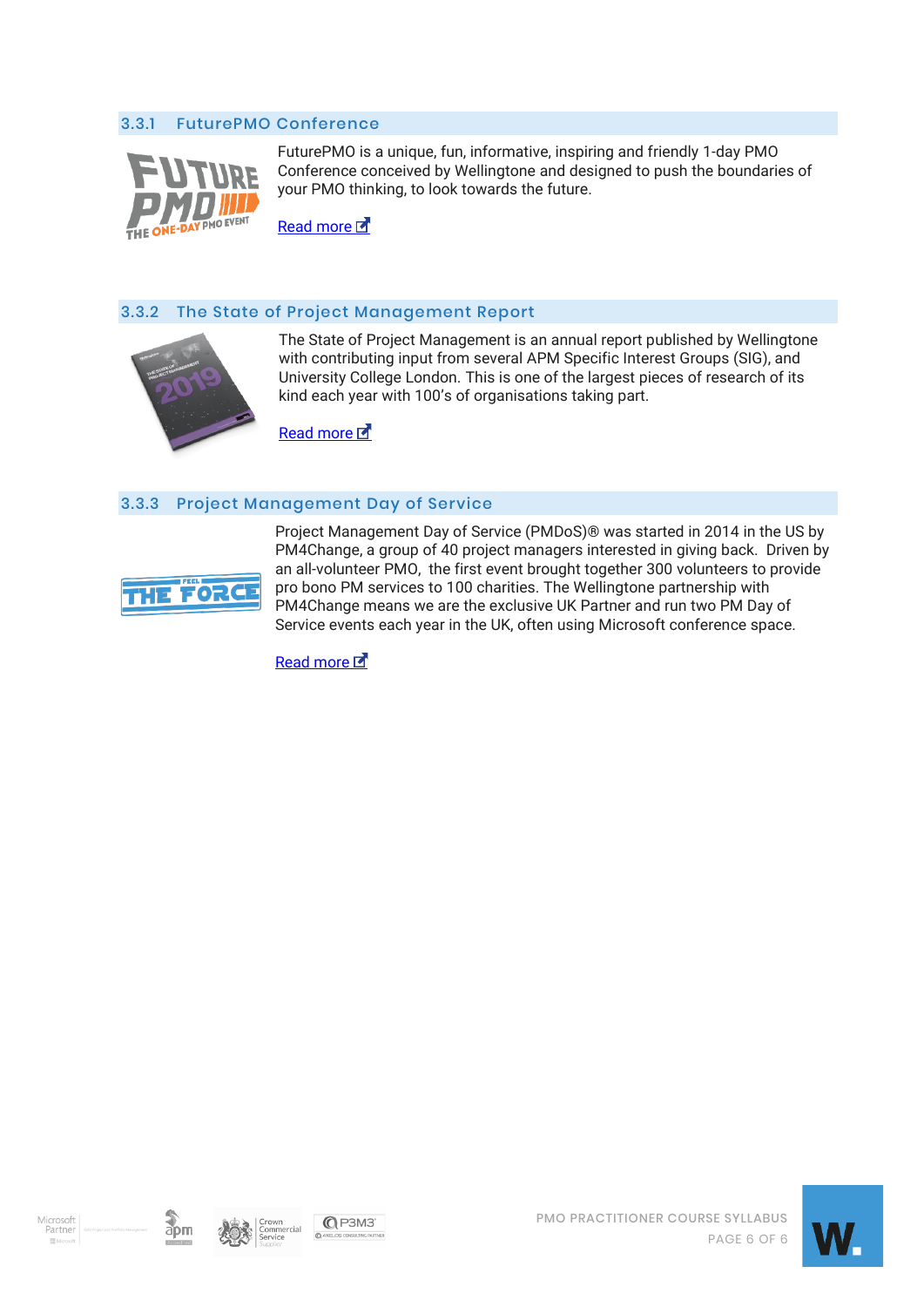### 3.3.1 FuturePMO Conference

FuturePMO is a unique, fun, informative, inspiring and friendly 1-day PMO Conference conceived by Wellingtone and designed to push the boundaries of your PMO thinking, to look towards the future.

Read more

### 3.3.2 The State of Project Management Report

The State of Project Management is an annual report published by Wellingtone with contributing input from several APM Specific Interest Groups (SIG), and University College London. This is one of the largest pieces of research of its kind each year with 100's of organisations taking part.

Read more

### 3.3.3 Project Management Day of Service

Project Management Day of Service (PMDoS)® was started in 2014 in the US by PM4Change, a group of 40 project managers interested in giving back. Driven by an all-volunteer PMO, the first event brought together 300 volunteers to provide pro bono PM services to 100 charities. The Wellingtone partnership with PM4Change means we are the exclusive UK Partner and run two PM Day of Service events each year in the UK, often using Microsoft conference space.

Read more